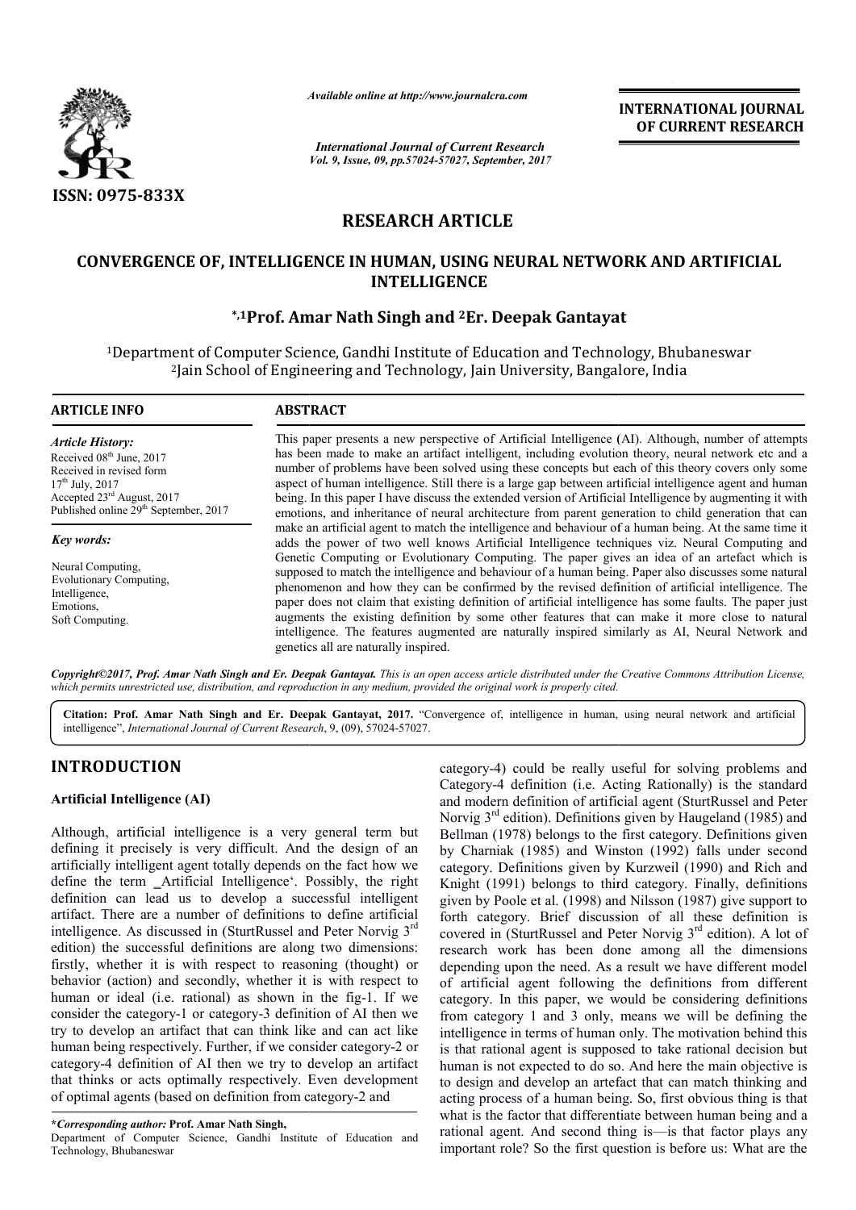# RESEARCH ARTICLE

## CONVERGENCE OF, INTELLIGENCE IN HUMAN, USING NEURAL NETWORK AND ARTIFICIAL INTELLIGENCE

**\*,[1]Prof. Amar Nath Singh and [2]Er. Deepak Gantayat**

[1]Department of Computer Science, Gandhi Institute of Education and Technology, Bhubaneswar
[2]Jain School of Engineering and Technology, Jain University, Bangalore, India

**ARTICLE INFO**

*Article History:*
Received 08th June, 2017
Received in revised form 17th July, 2017
Accepted 23rd August, 2017
Published online 29th September, 2017

*Key words:*
Neural Computing,
Evolutionary Computing,
Intelligence,
Emotions,
Soft Computing.

**ABSTRACT**

This paper presents a new perspective of Artificial Intelligence (AI). Although, number of attempts has been made to make an artifact intelligent, including evolution theory, neural network etc and a number of problems have been solved using these concepts but each of this theory covers only some aspect of human intelligence. Still there is a large gap between artificial intelligence agent and human being. In this paper I have discuss the extended version of Artificial Intelligence by augmenting it with emotions, and inheritance of neural architecture from parent generation to child generation that can make an artificial agent to match the intelligence and behaviour of a human being. At the same time it adds the power of two well knows Artificial Intelligence techniques viz. Neural Computing and Genetic Computing or Evolutionary Computing. The paper gives an idea of an artefact which is supposed to match the intelligence and behaviour of a human being. Paper also discusses some natural phenomenon and how they can be confirmed by the revised definition of artificial intelligence. The paper does not claim that existing definition of artificial intelligence has some faults. The paper just augments the existing definition by some other features that can make it more close to natural intelligence. The features augmented are naturally inspired similarly as AI, Neural Network and genetics all are naturally inspired.

*Copyright©2017, Prof. Amar Nath Singh and Er. Deepak Gantayat. This is an open access article distributed under the Creative Commons Attribution License, which permits unrestricted use, distribution, and reproduction in any medium, provided the original work is properly cited.*

**Citation: Prof. Amar Nath Singh and Er. Deepak Gantayat, 2017.** "Convergence of, intelligence in human, using neural network and artificial intelligence", *International Journal of Current Research*, 9, (09), 57024-57027.

# INTRODUCTION

### Artificial Intelligence (AI)

Although, artificial intelligence is a very general term but defining it precisely is very difficult. And the design of an artificially intelligent agent totally depends on the fact how we define the term _Artificial Intelligence'. Possibly, the right definition can lead us to develop a successful intelligent artifact. There are a number of definitions to define artificial intelligence. As discussed in (SturtRussel and Peter Norvig 3rd edition) the successful definitions are along two dimensions: firstly, whether it is with respect to reasoning (thought) or behavior (action) and secondly, whether it is with respect to human or ideal (i.e. rational) as shown in the fig-1. If we consider the category-1 or category-3 definition of AI then we try to develop an artifact that can think like and can act like human being respectively. Further, if we consider category-2 or category-4 definition of AI then we try to develop an artifact that thinks or acts optimally respectively. Even development of optimal agents (based on definition from category-2 and category-4) could be really useful for solving problems and Category-4 definition (i.e. Acting Rationally) is the standard and modern definition of artificial agent (SturtRussel and Peter Norvig 3rd edition). Definitions given by Haugeland (1985) and Bellman (1978) belongs to the first category. Definitions given by Charniak (1985) and Winston (1992) falls under second category. Definitions given by Kurzweil (1990) and Rich and Knight (1991) belongs to third category. Finally, definitions given by Poole et al. (1998) and Nilsson (1987) give support to forth category. Brief discussion of all these definition is covered in (SturtRussel and Peter Norvig 3rd edition). A lot of research work has been done among all the dimensions depending upon the need. As a result we have different model of artificial agent following the definitions from different category. In this paper, we would be considering definitions from category 1 and 3 only, means we will be defining the intelligence in terms of human only. The motivation behind this is that rational agent is supposed to take rational decision but human is not expected to do so. And here the main objective is to design and develop an artefact that can match thinking and acting process of a human being. So, first obvious thing is that what is the factor that differentiate between human being and a rational agent. And second thing is—is that factor plays any important role? So the first question is before us: What are the

---

**\*Corresponding author: Prof. Amar Nath Singh,**
Department of Computer Science, Gandhi Institute of Education and Technology, Bhubaneswar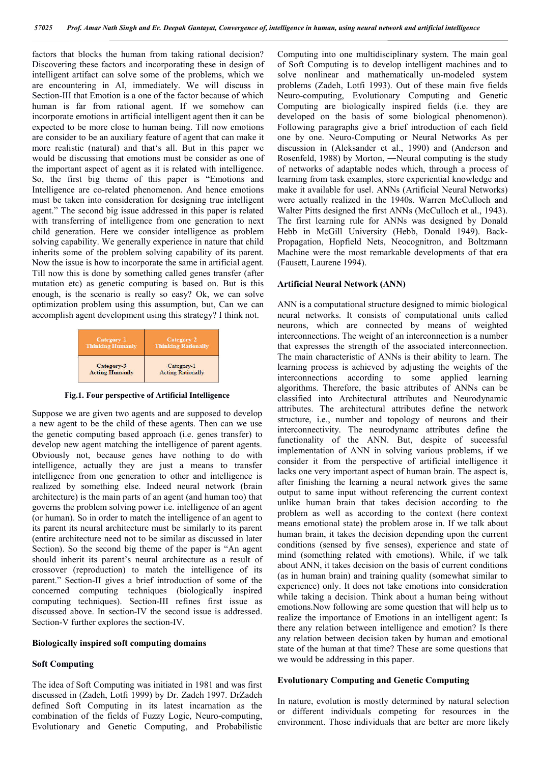factors that blocks the human from taking rational decision? Discovering these factors and incorporating these in design of intelligent artifact can solve some of the problems, which we are encountering in AI, immediately. We will discuss in Section-III that Emotion is a one of the factor because of which human is far from rational agent. If we somehow can incorporate emotions in artificial intelligent agent then it can be expected to be more close to human being. Till now emotions are consider to be an auxiliary feature of agent that can make it more realistic (natural) and that's all. But in this paper we would be discussing that emotions must be consider as one of the important aspect of agent as it is related with intelligence. So, the first big theme of this paper is "Emotions and Intelligence are co-related phenomenon. And hence emotions must be taken into consideration for designing true intelligent agent." The second big issue addressed in this paper is related with transferring of intelligence from one generation to next child generation. Here we consider intelligence as problem solving capability. We generally experience in nature that child inherits some of the problem solving capability of its parent. Now the issue is how to incorporate the same in artificial agent. Till now this is done by something called genes transfer (after mutation etc) as genetic computing is based on. But is this enough, is the scenario is really so easy? Ok, we can solve optimization problem using this assumption, but, Can we can accomplish agent development using this strategy? I think not.

| Category-1 Thinking Humanly | Category-2 Thinking Rationally |
| --- | --- |
| Category-3 Acting Humanly | Category-1 Acting Rationally |

**Fig.1. Four perspective of Artificial Intelligence**

Suppose we are given two agents and are supposed to develop a new agent to be the child of these agents. Then can we use the genetic computing based approach (i.e. genes transfer) to develop new agent matching the intelligence of parent agents. Obviously not, because genes have nothing to do with intelligence, actually they are just a means to transfer intelligence from one generation to other and intelligence is realized by something else. Indeed neural network (brain architecture) is the main parts of an agent (and human too) that governs the problem solving power i.e. intelligence of an agent (or human). So in order to match the intelligence of an agent to its parent its neural architecture must be similarly to its parent (entire architecture need not to be similar as discussed in later Section). So the second big theme of the paper is "An agent should inherit its parent's neural architecture as a result of crossover (reproduction) to match the intelligence of its parent." Section-II gives a brief introduction of some of the concerned computing techniques (biologically inspired computing techniques). Section-III refines first issue as discussed above. In section-IV the second issue is addressed. Section-V further explores the section-IV.

## Biologically inspired soft computing domains

### Soft Computing

The idea of Soft Computing was initiated in 1981 and was first discussed in (Zadeh, Lotfi 1999) by Dr. Zadeh 1997. DrZadeh defined Soft Computing in its latest incarnation as the combination of the fields of Fuzzy Logic, Neuro-computing, Evolutionary and Genetic Computing, and Probabilistic Computing into one multidisciplinary system. The main goal of Soft Computing is to develop intelligent machines and to solve nonlinear and mathematically un-modeled system problems (Zadeh, Lotfi 1993). Out of these main five fields Neuro-computing, Evolutionary Computing and Genetic Computing are biologically inspired fields (i.e. they are developed on the basis of some biological phenomenon). Following paragraphs give a brief introduction of each field one by one. Neuro-Computing or Neural Networks As per discussion in (Aleksander et al., 1990) and (Anderson and Rosenfeld, 1988) by Morton, ―Neural computing is the study of networks of adaptable nodes which, through a process of learning from task examples, store experiential knowledge and make it available for use‖. ANNs (Artificial Neural Networks) were actually realized in the 1940s. Warren McCulloch and Walter Pitts designed the first ANNs (McCulloch et al., 1943). The first learning rule for ANNs was designed by Donald Hebb in McGill University (Hebb, Donald 1949). Back-Propagation, Hopfield Nets, Neocognitron, and Boltzmann Machine were the most remarkable developments of that era (Fausett, Laurene 1994).

### Artificial Neural Network (ANN)

ANN is a computational structure designed to mimic biological neural networks. It consists of computational units called neurons, which are connected by means of weighted interconnections. The weight of an interconnection is a number that expresses the strength of the associated interconnection. The main characteristic of ANNs is their ability to learn. The learning process is achieved by adjusting the weights of the interconnections according to some applied learning algorithms. Therefore, the basic attributes of ANNs can be classified into Architectural attributes and Neurodynamic attributes. The architectural attributes define the network structure, i.e., number and topology of neurons and their interconnectivity. The neurodynamc attributes define the functionality of the ANN. But, despite of successful implementation of ANN in solving various problems, if we consider it from the perspective of artificial intelligence it lacks one very important aspect of human brain. The aspect is, after finishing the learning a neural network gives the same output to same input without referencing the current context unlike human brain that takes decision according to the problem as well as according to the context (here context means emotional state) the problem arose in. If we talk about human brain, it takes the decision depending upon the current conditions (sensed by five senses), experience and state of mind (something related with emotions). While, if we talk about ANN, it takes decision on the basis of current conditions (as in human brain) and training quality (somewhat similar to experience) only. It does not take emotions into consideration while taking a decision. Think about a human being without emotions.Now following are some question that will help us to realize the importance of Emotions in an intelligent agent: Is there any relation between intelligence and emotion? Is there any relation between decision taken by human and emotional state of the human at that time? These are some questions that we would be addressing in this paper.

### Evolutionary Computing and Genetic Computing

In nature, evolution is mostly determined by natural selection or different individuals competing for resources in the environment. Those individuals that are better are more likely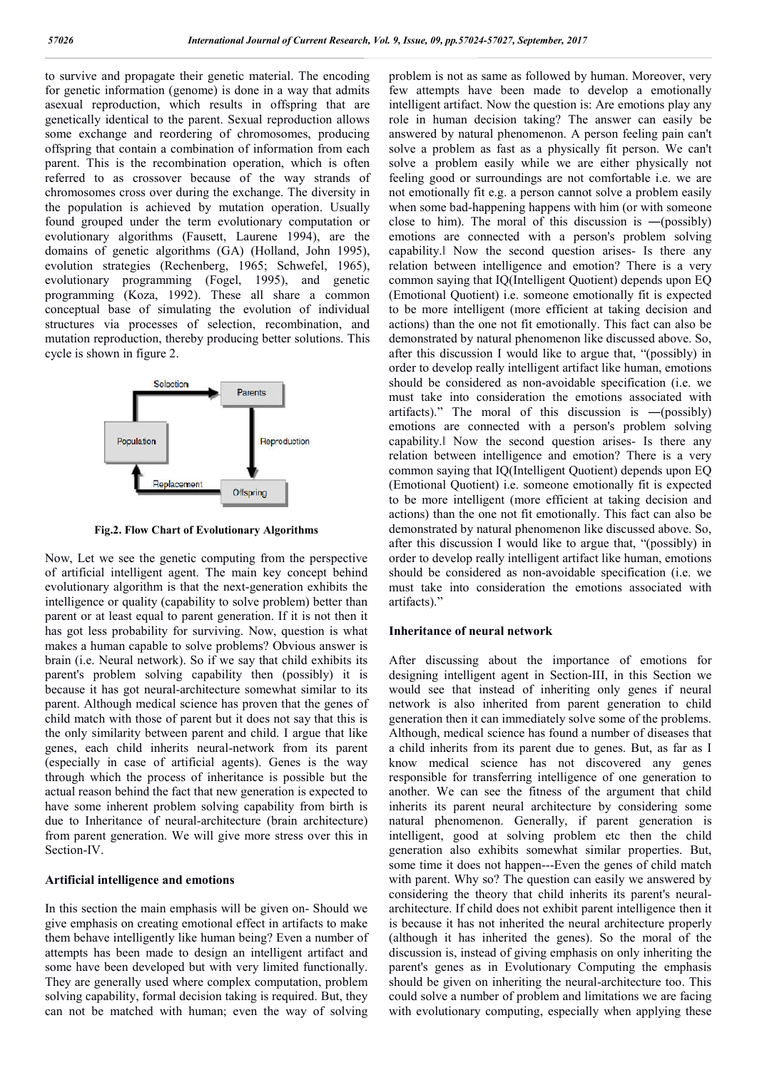to survive and propagate their genetic material. The encoding for genetic information (genome) is done in a way that admits asexual reproduction, which results in offspring that are genetically identical to the parent. Sexual reproduction allows some exchange and reordering of chromosomes, producing offspring that contain a combination of information from each parent. This is the recombination operation, which is often referred to as crossover because of the way strands of chromosomes cross over during the exchange. The diversity in the population is achieved by mutation operation. Usually found grouped under the term evolutionary computation or evolutionary algorithms (Fausett, Laurene 1994), are the domains of genetic algorithms (GA) (Holland, John 1995), evolution strategies (Rechenberg, 1965; Schwefel, 1965), evolutionary programming (Fogel, 1995), and genetic programming (Koza, 1992). These all share a common conceptual base of simulating the evolution of individual structures via processes of selection, recombination, and mutation reproduction, thereby producing better solutions. This cycle is shown in figure 2.

**Fig.2. Flow Chart of Evolutionary Algorithms**

Now, Let we see the genetic computing from the perspective of artificial intelligent agent. The main key concept behind evolutionary algorithm is that the next-generation exhibits the intelligence or quality (capability to solve problem) better than parent or at least equal to parent generation. If it is not then it has got less probability for surviving. Now, question is what makes a human capable to solve problems? Obvious answer is brain (i.e. Neural network). So if we say that child exhibits its parent's problem solving capability then (possibly) it is because it has got neural-architecture somewhat similar to its parent. Although medical science has proven that the genes of child match with those of parent but it does not say that this is the only similarity between parent and child. I argue that like genes, each child inherits neural-network from its parent (especially in case of artificial agents). Genes is the way through which the process of inheritance is possible but the actual reason behind the fact that new generation is expected to have some inherent problem solving capability from birth is due to Inheritance of neural-architecture (brain architecture) from parent generation. We will give more stress over this in Section-IV.

## Artificial intelligence and emotions

In this section the main emphasis will be given on- Should we give emphasis on creating emotional effect in artifacts to make them behave intelligently like human being? Even a number of attempts has been made to design an intelligent artifact and some have been developed but with very limited functionally. They are generally used where complex computation, problem solving capability, formal decision taking is required. But, they can not be matched with human; even the way of solving problem is not as same as followed by human. Moreover, very few attempts have been made to develop a emotionally intelligent artifact. Now the question is: Are emotions play any role in human decision taking? The answer can easily be answered by natural phenomenon. A person feeling pain can't solve a problem as fast as a physically fit person. We can't solve a problem easily while we are either physically not feeling good or surroundings are not comfortable i.e. we are not emotionally fit e.g. a person cannot solve a problem easily when some bad-happening happens with him (or with someone close to him). The moral of this discussion is ―(possibly) emotions are connected with a person's problem solving capability.‖ Now the second question arises- Is there any relation between intelligence and emotion? There is a very common saying that IQ(Intelligent Quotient) depends upon EQ (Emotional Quotient) i.e. someone emotionally fit is expected to be more intelligent (more efficient at taking decision and actions) than the one not fit emotionally. This fact can also be demonstrated by natural phenomenon like discussed above. So, after this discussion I would like to argue that, "(possibly) in order to develop really intelligent artifact like human, emotions should be considered as non-avoidable specification (i.e. we must take into consideration the emotions associated with artifacts)." The moral of this discussion is ―(possibly) emotions are connected with a person's problem solving capability.‖ Now the second question arises- Is there any relation between intelligence and emotion? There is a very common saying that IQ(Intelligent Quotient) depends upon EQ (Emotional Quotient) i.e. someone emotionally fit is expected to be more intelligent (more efficient at taking decision and actions) than the one not fit emotionally. This fact can also be demonstrated by natural phenomenon like discussed above. So, after this discussion I would like to argue that, "(possibly) in order to develop really intelligent artifact like human, emotions should be considered as non-avoidable specification (i.e. we must take into consideration the emotions associated with artifacts)."

## Inheritance of neural network

After discussing about the importance of emotions for designing intelligent agent in Section-III, in this Section we would see that instead of inheriting only genes if neural network is also inherited from parent generation to child generation then it can immediately solve some of the problems. Although, medical science has found a number of diseases that a child inherits from its parent due to genes. But, as far as I know medical science has not discovered any genes responsible for transferring intelligence of one generation to another. We can see the fitness of the argument that child inherits its parent neural architecture by considering some natural phenomenon. Generally, if parent generation is intelligent, good at solving problem etc then the child generation also exhibits somewhat similar properties. But, some time it does not happen---Even the genes of child match with parent. Why so? The question can easily we answered by considering the theory that child inherits its parent's neural-architecture. If child does not exhibit parent intelligence then it is because it has not inherited the neural architecture properly (although it has inherited the genes). So the moral of the discussion is, instead of giving emphasis on only inheriting the parent's genes as in Evolutionary Computing the emphasis should be given on inheriting the neural-architecture too. This could solve a number of problem and limitations we are facing with evolutionary computing, especially when applying these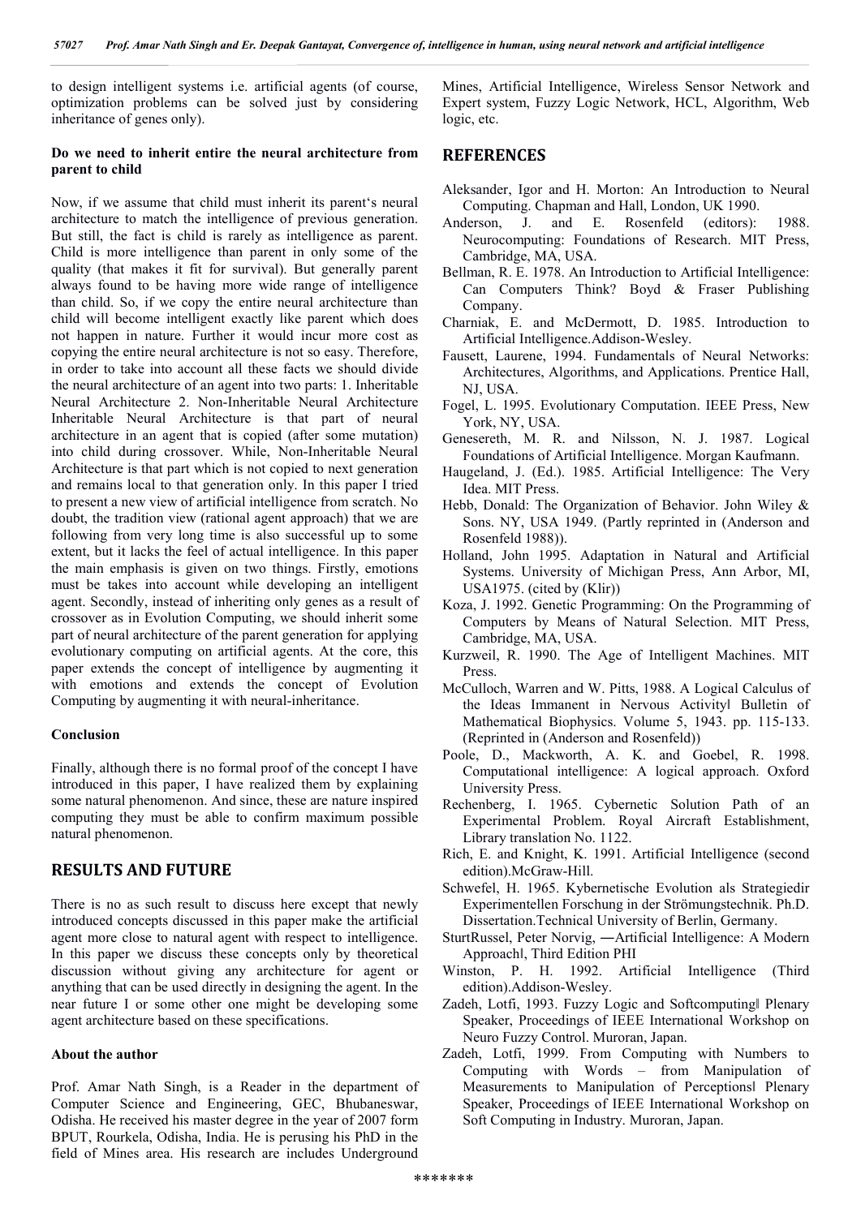to design intelligent systems i.e. artificial agents (of course, optimization problems can be solved just by considering inheritance of genes only).

**Do we need to inherit entire the neural architecture from parent to child**

Now, if we assume that child must inherit its parent's neural architecture to match the intelligence of previous generation. But still, the fact is child is rarely as intelligence as parent. Child is more intelligence than parent in only some of the quality (that makes it fit for survival). But generally parent always found to be having more wide range of intelligence than child. So, if we copy the entire neural architecture than child will become intelligent exactly like parent which does not happen in nature. Further it would incur more cost as copying the entire neural architecture is not so easy. Therefore, in order to take into account all these facts we should divide the neural architecture of an agent into two parts: 1. Inheritable Neural Architecture 2. Non-Inheritable Neural Architecture Inheritable Neural Architecture is that part of neural architecture in an agent that is copied (after some mutation) into child during crossover. While, Non-Inheritable Neural Architecture is that part which is not copied to next generation and remains local to that generation only. In this paper I tried to present a new view of artificial intelligence from scratch. No doubt, the tradition view (rational agent approach) that we are following from very long time is also successful up to some extent, but it lacks the feel of actual intelligence. In this paper the main emphasis is given on two things. Firstly, emotions must be takes into account while developing an intelligent agent. Secondly, instead of inheriting only genes as a result of crossover as in Evolution Computing, we should inherit some part of neural architecture of the parent generation for applying evolutionary computing on artificial agents. At the core, this paper extends the concept of intelligence by augmenting it with emotions and extends the concept of Evolution Computing by augmenting it with neural-inheritance.

**Conclusion**

Finally, although there is no formal proof of the concept I have introduced in this paper, I have realized them by explaining some natural phenomenon. And since, these are nature inspired computing they must be able to confirm maximum possible natural phenomenon.

## RESULTS AND FUTURE

There is no as such result to discuss here except that newly introduced concepts discussed in this paper make the artificial agent more close to natural agent with respect to intelligence. In this paper we discuss these concepts only by theoretical discussion without giving any architecture for agent or anything that can be used directly in designing the agent. In the near future I or some other one might be developing some agent architecture based on these specifications.

**About the author**

Prof. Amar Nath Singh, is a Reader in the department of Computer Science and Engineering, GEC, Bhubaneswar, Odisha. He received his master degree in the year of 2007 form BPUT, Rourkela, Odisha, India. He is perusing his PhD in the field of Mines area. His research are includes Underground Mines, Artificial Intelligence, Wireless Sensor Network and Expert system, Fuzzy Logic Network, HCL, Algorithm, Web logic, etc.

## REFERENCES

Aleksander, Igor and H. Morton: An Introduction to Neural Computing. Chapman and Hall, London, UK 1990.

Anderson, J. and E. Rosenfeld (editors): 1988. Neurocomputing: Foundations of Research. MIT Press, Cambridge, MA, USA.

Bellman, R. E. 1978. An Introduction to Artificial Intelligence: Can Computers Think? Boyd & Fraser Publishing Company.

Charniak, E. and McDermott, D. 1985. Introduction to Artificial Intelligence.Addison-Wesley.

Fausett, Laurene, 1994. Fundamentals of Neural Networks: Architectures, Algorithms, and Applications. Prentice Hall, NJ, USA.

Fogel, L. 1995. Evolutionary Computation. IEEE Press, New York, NY, USA.

Genesereth, M. R. and Nilsson, N. J. 1987. Logical Foundations of Artificial Intelligence. Morgan Kaufmann.

Haugeland, J. (Ed.). 1985. Artificial Intelligence: The Very Idea. MIT Press.

Hebb, Donald: The Organization of Behavior. John Wiley & Sons. NY, USA 1949. (Partly reprinted in (Anderson and Rosenfeld 1988)).

Holland, John 1995. Adaptation in Natural and Artificial Systems. University of Michigan Press, Ann Arbor, MI, USA1975. (cited by (Klir))

Koza, J. 1992. Genetic Programming: On the Programming of Computers by Means of Natural Selection. MIT Press, Cambridge, MA, USA.

Kurzweil, R. 1990. The Age of Intelligent Machines. MIT Press.

McCulloch, Warren and W. Pitts, 1988. A Logical Calculus of the Ideas Immanent in Nervous Activity‖ Bulletin of Mathematical Biophysics. Volume 5, 1943. pp. 115-133. (Reprinted in (Anderson and Rosenfeld))

Poole, D., Mackworth, A. K. and Goebel, R. 1998. Computational intelligence: A logical approach. Oxford University Press.

Rechenberg, I. 1965. Cybernetic Solution Path of an Experimental Problem. Royal Aircraft Establishment, Library translation No. 1122.

Rich, E. and Knight, K. 1991. Artificial Intelligence (second edition).McGraw-Hill.

Schwefel, H. 1965. Kybernetische Evolution als Strategiedir Experimentellen Forschung in der Strömungstechnik. Ph.D. Dissertation.Technical University of Berlin, Germany.

SturtRussel, Peter Norvig, ―Artificial Intelligence: A Modern Approach‖, Third Edition PHI

Winston, P. H. 1992. Artificial Intelligence (Third edition).Addison-Wesley.

Zadeh, Lotfi, 1993. Fuzzy Logic and Softcomputing‖ Plenary Speaker, Proceedings of IEEE International Workshop on Neuro Fuzzy Control. Muroran, Japan.

Zadeh, Lotfi, 1999. From Computing with Numbers to Computing with Words – from Manipulation of Measurements to Manipulation of Perceptions‖ Plenary Speaker, Proceedings of IEEE International Workshop on Soft Computing in Industry. Muroran, Japan.

*******